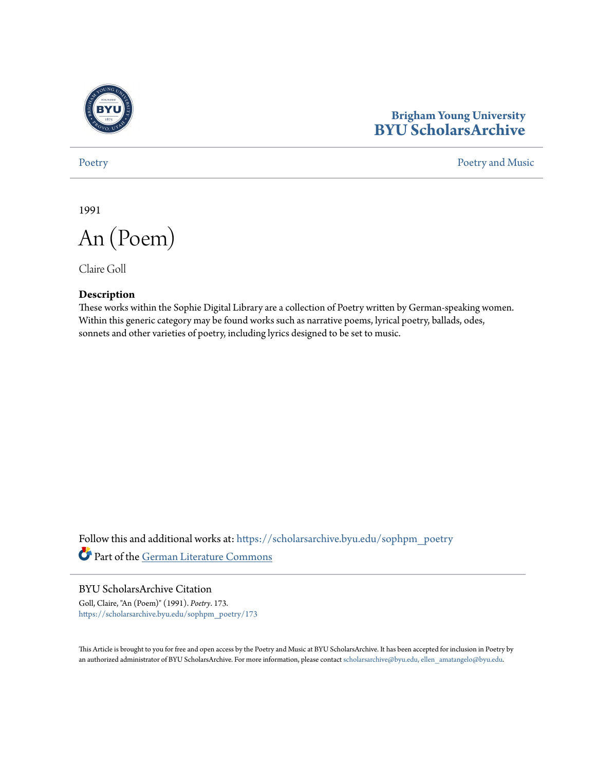Brigham Young University
**BYU ScholarsArchive**

Poetry | Poetry and Music

1991

# An (Poem)

Claire Goll

### Description

These works within the Sophie Digital Library are a collection of Poetry written by German-speaking women. Within this generic category may be found works such as narrative poems, lyrical poetry, ballads, odes, sonnets and other varieties of poetry, including lyrics designed to be set to music.

Follow this and additional works at: https://scholarsarchive.byu.edu/sophpm_poetry

Part of the German Literature Commons

### BYU ScholarsArchive Citation

Goll, Claire, "An (Poem)" (1991). *Poetry*. 173.
https://scholarsarchive.byu.edu/sophpm_poetry/173

This Article is brought to you for free and open access by the Poetry and Music at BYU ScholarsArchive. It has been accepted for inclusion in Poetry by an authorized administrator of BYU ScholarsArchive. For more information, please contact scholarsarchive@byu.edu, ellen_amatangelo@byu.edu.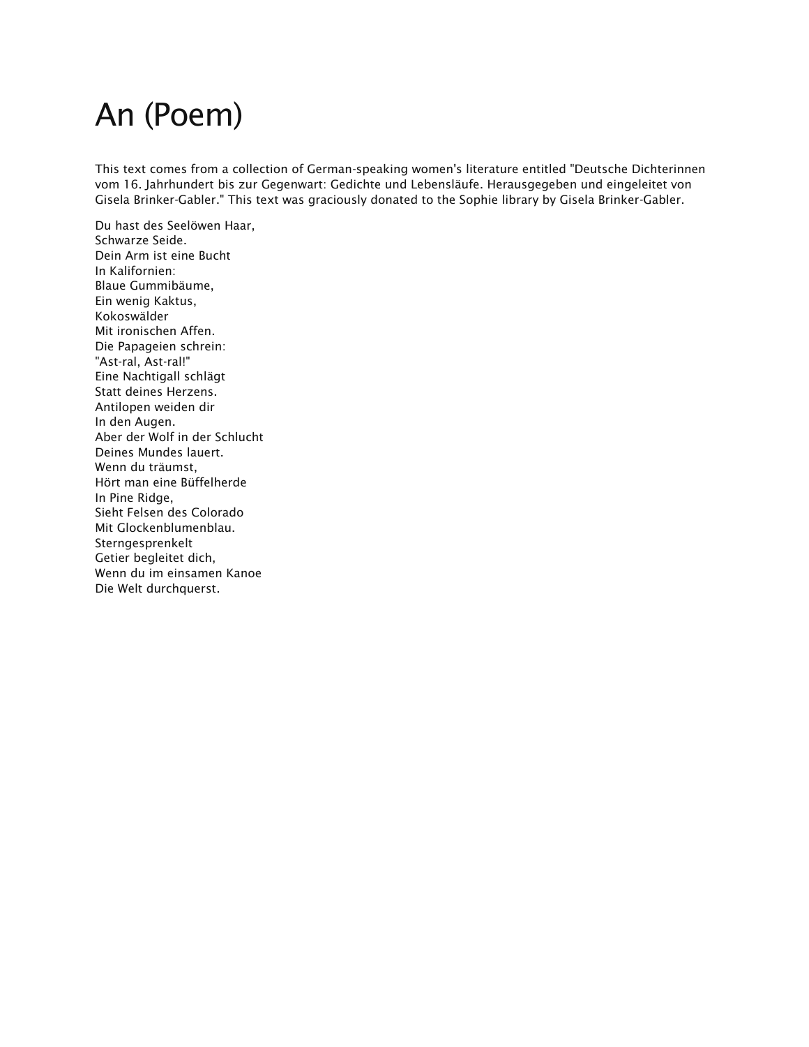# An (Poem)

This text comes from a collection of German-speaking women's literature entitled "Deutsche Dichterinnen vom 16. Jahrhundert bis zur Gegenwart: Gedichte und Lebensläufe. Herausgegeben und eingeleitet von Gisela Brinker-Gabler." This text was graciously donated to the Sophie library by Gisela Brinker-Gabler.

Du hast des Seelöwen Haar,
Schwarze Seide.
Dein Arm ist eine Bucht
In Kalifornien:
Blaue Gummibäume,
Ein wenig Kaktus,
Kokoswälder
Mit ironischen Affen.
Die Papageien schrein:
"Ast-ral, Ast-ral!"
Eine Nachtigall schlägt
Statt deines Herzens.
Antilopen weiden dir
In den Augen.
Aber der Wolf in der Schlucht
Deines Mundes lauert.
Wenn du träumst,
Hört man eine Büffelherde
In Pine Ridge,
Sieht Felsen des Colorado
Mit Glockenblumenblau.
Sterngesprenkelt
Getier begleitet dich,
Wenn du im einsamen Kanoe
Die Welt durchquerst.